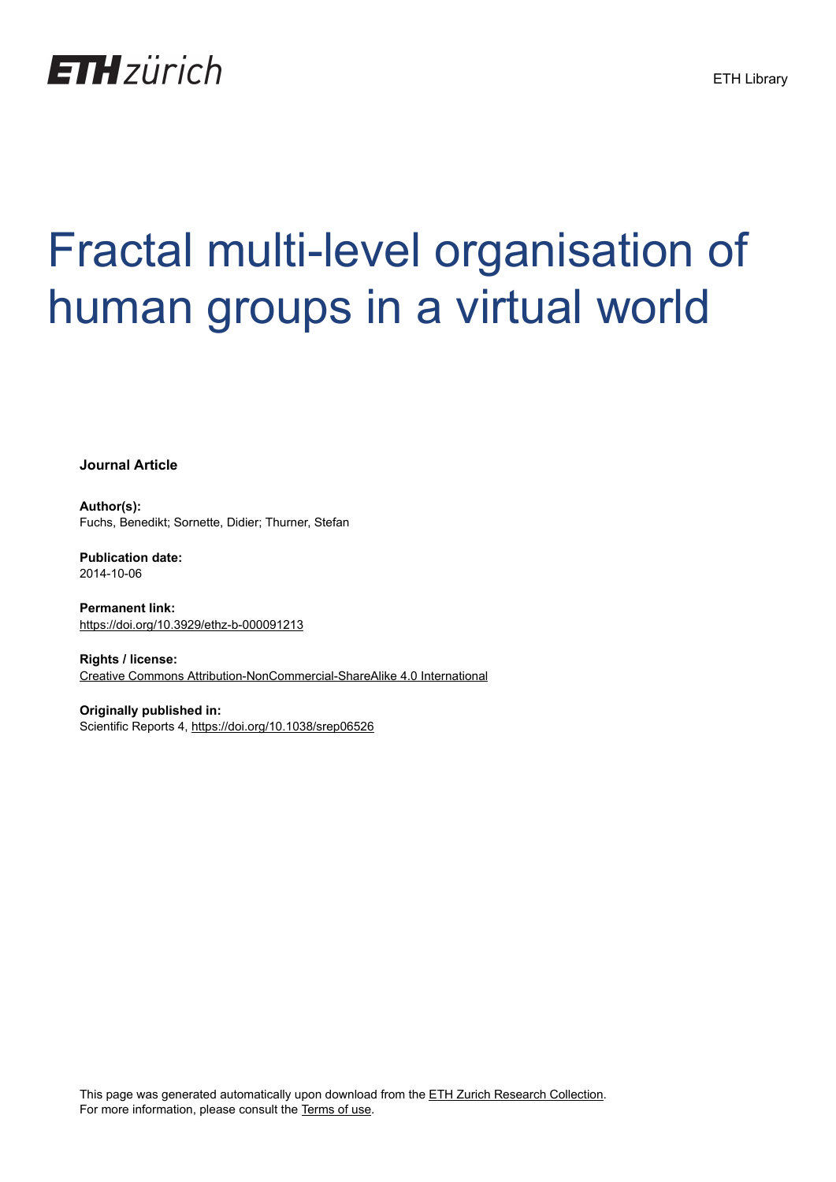# Fractal multi-level organisation of human groups in a virtual world

**Journal Article**

**Author(s):**
Fuchs, Benedikt; Sornette, Didier; Thurner, Stefan

**Publication date:**
2014-10-06

**Permanent link:**
https://doi.org/10.3929/ethz-b-000091213

**Rights / license:**
Creative Commons Attribution-NonCommercial-ShareAlike 4.0 International

**Originally published in:**
Scientific Reports 4, https://doi.org/10.1038/srep06526

This page was generated automatically upon download from the ETH Zurich Research Collection.
For more information, please consult the Terms of use.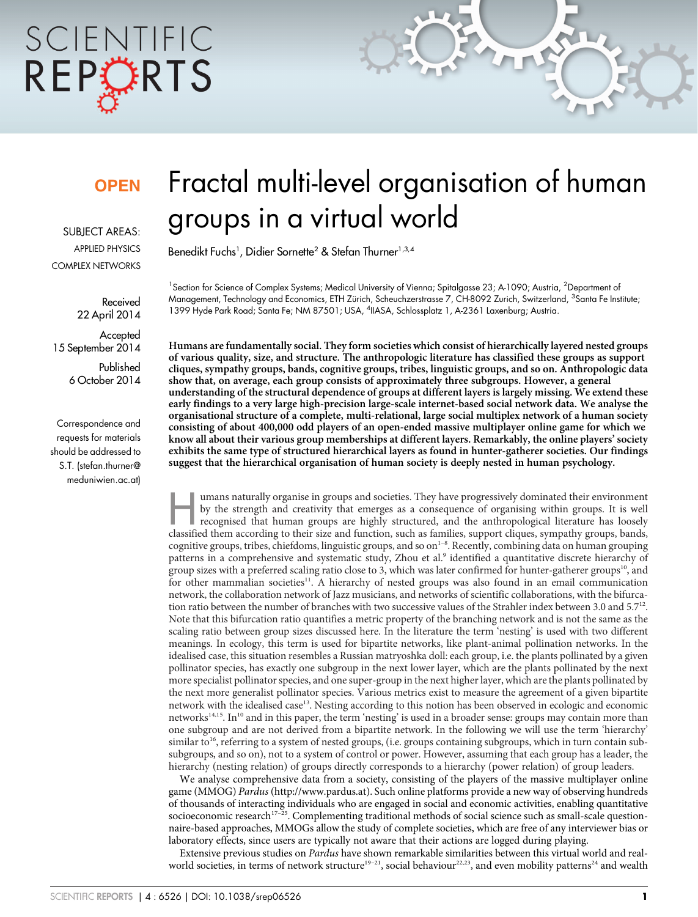# Fractal multi-level organisation of human groups in a virtual world

Benedikt Fuchs[1], Didier Sornette[2] & Stefan Thurner[1,3,4]

[1]Section for Science of Complex Systems; Medical University of Vienna; Spitalgasse 23; A-1090; Austria, [2]Department of Management, Technology and Economics, ETH Zürich, Scheuchzerstrasse 7, CH-8092 Zurich, Switzerland, [3]Santa Fe Institute; 1399 Hyde Park Road; Santa Fe; NM 87501; USA, [4]IIASA, Schlossplatz 1, A-2361 Laxenburg; Austria.

OPEN

SUBJECT AREAS:
APPLIED PHYSICS
COMPLEX NETWORKS

Received
22 April 2014

Accepted
15 September 2014

Published
6 October 2014

Correspondence and requests for materials should be addressed to S.T. (stefan.thurner@meduniwien.ac.at)

**Humans are fundamentally social. They form societies which consist of hierarchically layered nested groups of various quality, size, and structure. The anthropologic literature has classified these groups as support cliques, sympathy groups, bands, cognitive groups, tribes, linguistic groups, and so on. Anthropologic data show that, on average, each group consists of approximately three subgroups. However, a general understanding of the structural dependence of groups at different layers is largely missing. We extend these early findings to a very large high-precision large-scale internet-based social network data. We analyse the organisational structure of a complete, multi-relational, large social multiplex network of a human society consisting of about 400,000 odd players of an open-ended massive multiplayer online game for which we know all about their various group memberships at different layers. Remarkably, the online players' society exhibits the same type of structured hierarchical layers as found in hunter-gatherer societies. Our findings suggest that the hierarchical organisation of human society is deeply nested in human psychology.**

Humans naturally organise in groups and societies. They have progressively dominated their environment by the strength and creativity that emerges as a consequence of organising within groups. It is well recognised that human groups are highly structured, and the anthropological literature has loosely classified them according to their size and function, such as families, support cliques, sympathy groups, bands, cognitive groups, tribes, chiefdoms, linguistic groups, and so on[1–8]. Recently, combining data on human grouping patterns in a comprehensive and systematic study, Zhou et al.[9] identified a quantitative discrete hierarchy of group sizes with a preferred scaling ratio close to 3, which was later confirmed for hunter-gatherer groups[10], and for other mammalian societies[11]. A hierarchy of nested groups was also found in an email communication network, the collaboration network of Jazz musicians, and networks of scientific collaborations, with the bifurcation ratio between the number of branches with two successive values of the Strahler index between 3.0 and 5.7[12]. Note that this bifurcation ratio quantifies a metric property of the branching network and is not the same as the scaling ratio between group sizes discussed here. In the literature the term 'nesting' is used with two different meanings. In ecology, this term is used for bipartite networks, like plant-animal pollination networks. In the idealised case, this situation resembles a Russian matryoshka doll: each group, i.e. the plants pollinated by a given pollinator species, has exactly one subgroup in the next lower layer, which are the plants pollinated by the next more specialist pollinator species, and one super-group in the next higher layer, which are the plants pollinated by the next more generalist pollinator species. Various metrics exist to measure the agreement of a given bipartite network with the idealised case[13]. Nesting according to this notion has been observed in ecologic and economic networks[14,15]. In[10] and in this paper, the term 'nesting' is used in a broader sense: groups may contain more than one subgroup and are not derived from a bipartite network. In the following we will use the term 'hierarchy' similar to[16], referring to a system of nested groups, (i.e. groups containing subgroups, which in turn contain subsubgroups, and so on), not to a system of control or power. However, assuming that each group has a leader, the hierarchy (nesting relation) of groups directly corresponds to a hierarchy (power relation) of group leaders.

We analyse comprehensive data from a society, consisting of the players of the massive multiplayer online game (MMOG) *Pardus* (http://www.pardus.at). Such online platforms provide a new way of observing hundreds of thousands of interacting individuals who are engaged in social and economic activities, enabling quantitative socioeconomic research[17–25]. Complementing traditional methods of social science such as small-scale questionnaire-based approaches, MMOGs allow the study of complete societies, which are free of any interviewer bias or laboratory effects, since users are typically not aware that their actions are logged during playing.

Extensive previous studies on *Pardus* have shown remarkable similarities between this virtual world and real-world societies, in terms of network structure[19–21], social behaviour[22,23], and even mobility patterns[24] and wealth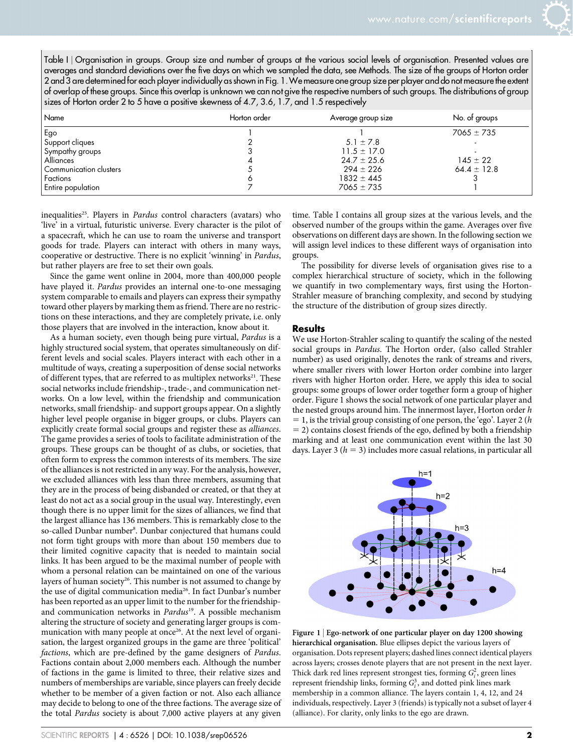Table 1 | Organisation in groups. Group size and number of groups at the various social levels of organisation. Presented values are averages and standard deviations over the five days on which we sampled the data, see Methods. The size of the groups of Horton order 2 and 3 are determined for each player individually as shown in Fig. 1. We measure one group size per player and do not measure the extent of overlap of these groups. Since this overlap is unknown we can not give the respective numbers of such groups. The distributions of group sizes of Horton order 2 to 5 have a positive skewness of 4.7, 3.6, 1.7, and 1.5 respectively

| Name | Horton order | Average group size | No. of groups |
|---|---|---|---|
| Ego | 1 | 1 | $7065 \pm 735$ |
| Support cliques | 2 | $5.1 \pm 7.8$ | - |
| Sympathy groups | 3 | $11.5 \pm 17.0$ | - |
| Alliances | 4 | $24.7 \pm 25.6$ | $145 \pm 22$ |
| Communication clusters | 5 | $294 \pm 226$ | $64.4 \pm 12.8$ |
| Factions | 6 | $1832 \pm 445$ | 3 |
| Entire population | 7 | $7065 \pm 735$ | 1 |

inequalities[25]. Players in *Pardus* control characters (avatars) who 'live' in a virtual, futuristic universe. Every character is the pilot of a spacecraft, which he can use to roam the universe and transport goods for trade. Players can interact with others in many ways, cooperative or destructive. There is no explicit 'winning' in *Pardus*, but rather players are free to set their own goals.

Since the game went online in 2004, more than 400,000 people have played it. *Pardus* provides an internal one-to-one messaging system comparable to emails and players can express their sympathy toward other players by marking them as friend. There are no restrictions on these interactions, and they are completely private, i.e. only those players that are involved in the interaction, know about it.

As a human society, even though being pure virtual, *Pardus* is a highly structured social system, that operates simultaneously on different levels and social scales. Players interact with each other in a multitude of ways, creating a superposition of dense social networks of different types, that are referred to as multiplex networks[21]. These social networks include friendship-, trade-, and communication networks. On a low level, within the friendship and communication networks, small friendship- and support groups appear. On a slightly higher level people organise in bigger groups, or clubs. Players can explicitly create formal social groups and register these as *alliances*. The game provides a series of tools to facilitate administration of the groups. These groups can be thought of as clubs, or societies, that often form to express the common interests of its members. The size of the alliances is not restricted in any way. For the analysis, however, we excluded alliances with less than three members, assuming that they are in the process of being disbanded or created, or that they at least do not act as a social group in the usual way. Interestingly, even though there is no upper limit for the sizes of alliances, we find that the largest alliance has 136 members. This is remarkably close to the so-called Dunbar number[8]. Dunbar conjectured that humans could not form tight groups with more than about 150 members due to their limited cognitive capacity that is needed to maintain social links. It has been argued to be the maximal number of people with whom a personal relation can be maintained on one of the various layers of human society[26]. This number is not assumed to change by the use of digital communication media[26]. In fact Dunbar's number has been reported as an upper limit to the number for the friendship- and communication networks in *Pardus*[19]. A possible mechanism altering the structure of society and generating larger groups is communication with many people at once[26]. At the next level of organisation, the largest organized groups in the game are three 'political' *factions*, which are pre-defined by the game designers of *Pardus*. Factions contain about 2,000 members each. Although the number of factions in the game is limited to three, their relative sizes and numbers of memberships are variable, since players can freely decide whether to be member of a given faction or not. Also each alliance may decide to belong to one of the three factions. The average size of the total *Pardus* society is about 7,000 active players at any given time. Table 1 contains all group sizes at the various levels, and the observed number of the groups within the game. Averages over five observations on different days are shown. In the following section we will assign level indices to these different ways of organisation into groups.

The possibility for diverse levels of organisation gives rise to a complex hierarchical structure of society, which in the following we quantify in two complementary ways, first using the Horton-Strahler measure of branching complexity, and second by studying the structure of the distribution of group sizes directly.

## Results

We use Horton-Strahler scaling to quantify the scaling of the nested social groups in *Pardus*. The Horton order, (also called Strahler number) as used originally, denotes the rank of streams and rivers, where smaller rivers with lower Horton order combine into larger rivers with higher Horton order. Here, we apply this idea to social groups: some groups of lower order together form a group of higher order. Figure 1 shows the social network of one particular player and the nested groups around him. The innermost layer, Horton order $h = 1$, is the trivial group consisting of one person, the 'ego'. Layer 2 ($h = 2$) contains closest friends of the ego, defined by both a friendship marking and at least one communication event within the last 30 days. Layer 3 ($h = 3$) includes more casual relations, in particular all

**Figure 1 | Ego-network of one particular player on day 1200 showing hierarchical organisation.** Blue ellipses depict the various layers of organisation. Dots represent players; dashed lines connect identical players across layers; crosses denote players that are not present in the next layer. Thick dark red lines represent strongest ties, forming $G_i^2$, green lines represent friendship links, forming $G_i^3$, and dotted pink lines mark membership in a common alliance. The layers contain 1, 4, 12, and 24 individuals, respectively. Layer 3 (friends) is typically not a subset of layer 4 (alliance). For clarity, only links to the ego are drawn.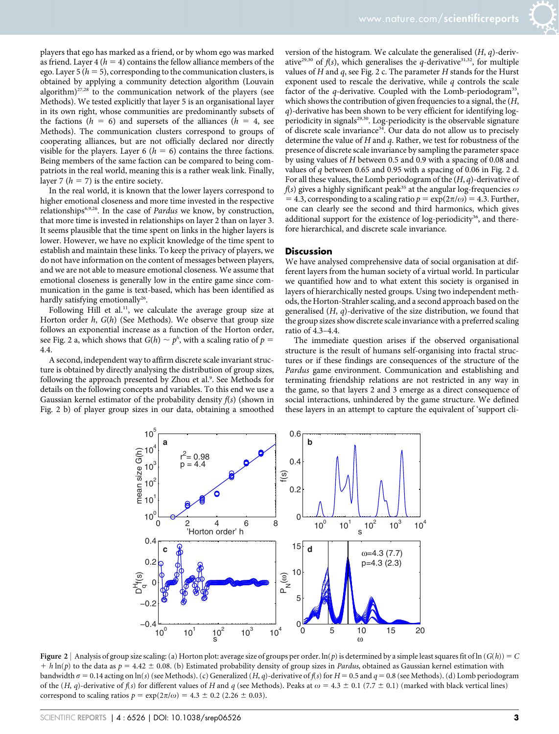players that ego has marked as a friend, or by whom ego was marked as friend. Layer 4 ($h = 4$) contains the fellow alliance members of the ego. Layer 5 ($h = 5$), corresponding to the communication clusters, is obtained by applying a community detection algorithm (Louvain algorithm)[27,28] to the communication network of the players (see Methods). We tested explicitly that layer 5 is an organisational layer in its own right, whose communities are predominantly subsets of the factions ($h = 6$) and supersets of the alliances ($h = 4$, see Methods). The communication clusters correspond to groups of cooperating alliances, but are not officially declared nor directly visible for the players. Layer 6 ($h = 6$) contains the three factions. Being members of the same faction can be compared to being compatriots in the real world, meaning this is a rather weak link. Finally, layer 7 ($h = 7$) is the entire society.

In the real world, it is known that the lower layers correspond to higher emotional closeness and more time invested in the respective relationships[6,9,26]. In the case of *Pardus* we know, by construction, that more time is invested in relationships on layer 2 than on layer 3. It seems plausible that the time spent on links in the higher layers is lower. However, we have no explicit knowledge of the time spent to establish and maintain these links. To keep the privacy of players, we do not have information on the content of messages between players, and we are not able to measure emotional closeness. We assume that emotional closeness is generally low in the entire game since communication in the game is text-based, which has been identified as hardly satisfying emotionally[26].

Following Hill et al.[11], we calculate the average group size at Horton order $h$, $G(h)$ (See Methods). We observe that group size follows an exponential increase as a function of the Horton order, see Fig. 2 a, which shows that $G(h) \sim p^h$, with a scaling ratio of $p = 4.4$.

A second, independent way to affirm discrete scale invariant structure is obtained by directly analysing the distribution of group sizes, following the approach presented by Zhou et al.[9]. See Methods for details on the following concepts and variables. To this end we use a Gaussian kernel estimator of the probability density $f(s)$ (shown in Fig. 2 b) of player group sizes in our data, obtaining a smoothed version of the histogram. We calculate the generalised $(H, q)$-derivative[29,30] of $f(s)$, which generalises the $q$-derivative[31,32], for multiple values of $H$ and $q$, see Fig. 2 c. The parameter $H$ stands for the Hurst exponent used to rescale the derivative, while $q$ controls the scale factor of the $q$-derivative. Coupled with the Lomb-periodogram[33], which shows the contribution of given frequencies to a signal, the $(H, q)$-derivative has been shown to be very efficient for identifying log-periodicity in signals[29,30]. Log-periodicity is the observable signature of discrete scale invariance[34]. Our data do not allow us to precisely determine the value of $H$ and $q$. Rather, we test for robustness of the presence of discrete scale invariance by sampling the parameter space by using values of $H$ between 0.5 and 0.9 with a spacing of 0.08 and values of $q$ between 0.65 and 0.95 with a spacing of 0.06 in Fig. 2 d. For all these values, the Lomb periodogram of the $(H, q)$-derivative of $f(s)$ gives a highly significant peak[35] at the angular log-frequencies $\omega = 4.3$, corresponding to a scaling ratio $p = \exp(2\pi/\omega) = 4.3$. Further, one can clearly see the second and third harmonics, which gives additional support for the existence of log-periodicity[36], and therefore hierarchical, and discrete scale invariance.

## Discussion

We have analysed comprehensive data of social organisation at different layers from the human society of a virtual world. In particular we quantified how and to what extent this society is organised in layers of hierarchically nested groups. Using two independent methods, the Horton-Strahler scaling, and a second approach based on the generalised $(H, q)$-derivative of the size distribution, we found that the group sizes show discrete scale invariance with a preferred scaling ratio of 4.3–4.4.

The immediate question arises if the observed organisational structure is the result of humans self-organising into fractal structures or if these findings are consequences of the structure of the *Pardus* game environment. Communication and establishing and terminating friendship relations are not restricted in any way in the game, so that layers 2 and 3 emerge as a direct consequence of social interactions, unhindered by the game structure. We defined these layers in an attempt to capture the equivalent of 'support cli-

**Figure 2** | Analysis of group size scaling: (a) Horton plot: average size of groups per order. $\ln(p)$ is determined by a simple least squares fit of $\ln(G(h)) = C + h\ln(p)$ to the data as $p = 4.42 \pm 0.08$. (b) Estimated probability density of group sizes in *Pardus*, obtained as Gaussian kernel estimation with bandwidth $\sigma = 0.14$ acting on $\ln(s)$ (see Methods). (c) Generalized $(H, q)$-derivative of $f(s)$ for $H = 0.5$ and $q = 0.8$ (see Methods). (d) Lomb periodogram of the $(H, q)$-derivative of $f(s)$ for different values of $H$ and $q$ (see Methods). Peaks at $\omega = 4.3 \pm 0.1$ ($7.7 \pm 0.1$) (marked with black vertical lines) correspond to scaling ratios $p = \exp(2\pi/\omega) = 4.3 \pm 0.2$ ($2.26 \pm 0.03$).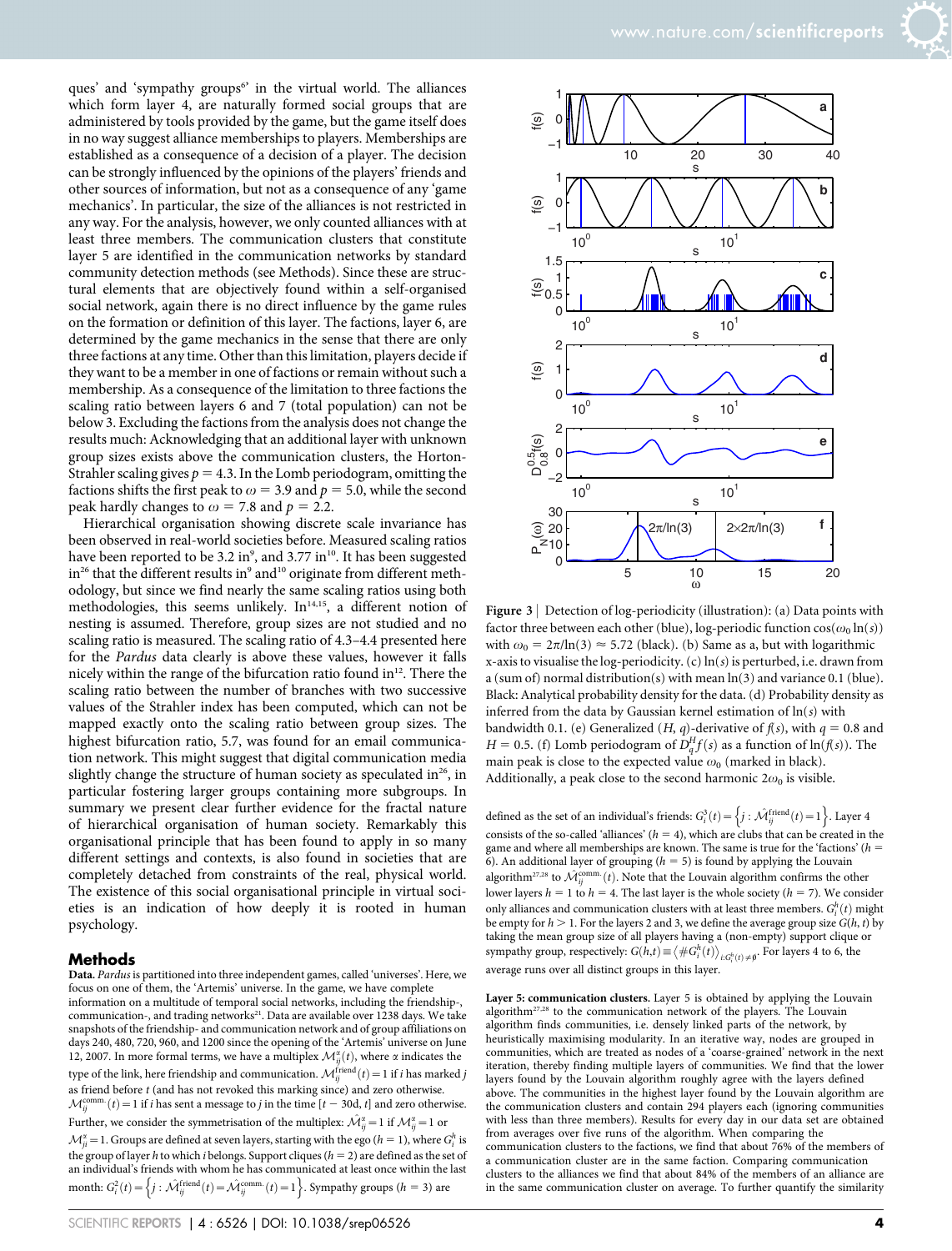ques' and 'sympathy groups[6]' in the virtual world. The alliances which form layer 4, are naturally formed social groups that are administered by tools provided by the game, but the game itself does in no way suggest alliance memberships to players. Memberships are established as a consequence of a decision of a player. The decision can be strongly influenced by the opinions of the players' friends and other sources of information, but not as a consequence of any 'game mechanics'. In particular, the size of the alliances is not restricted in any way. For the analysis, however, we only counted alliances with at least three members. The communication clusters that constitute layer 5 are identified in the communication networks by standard community detection methods (see Methods). Since these are structural elements that are objectively found within a self-organised social network, again there is no direct influence by the game rules on the formation or definition of this layer. The factions, layer 6, are determined by the game mechanics in the sense that there are only three factions at any time. Other than this limitation, players decide if they want to be a member in one of factions or remain without such a membership. As a consequence of the limitation to three factions the scaling ratio between layers 6 and 7 (total population) can not be below 3. Excluding the factions from the analysis does not change the results much: Acknowledging that an additional layer with unknown group sizes exists above the communication clusters, the Horton-Strahler scaling gives $p = 4.3$. In the Lomb periodogram, omitting the factions shifts the first peak to $\omega = 3.9$ and $p = 5.0$, while the second peak hardly changes to $\omega = 7.8$ and $p = 2.2$.

Hierarchical organisation showing discrete scale invariance has been observed in real-world societies before. Measured scaling ratios have been reported to be 3.2 in[9], and 3.77 in[10]. It has been suggested in[26] that the different results in[9] and[10] originate from different methodology, but since we find nearly the same scaling ratios using both methodologies, this seems unlikely. In[14,15], a different notion of nesting is assumed. Therefore, group sizes are not studied and no scaling ratio is measured. The scaling ratio of 4.3–4.4 presented here for the *Pardus* data clearly is above these values, however it falls nicely within the range of the bifurcation ratio found in[12]. There the scaling ratio between the number of branches with two successive values of the Strahler index has been computed, which can not be mapped exactly onto the scaling ratio between group sizes. The highest bifurcation ratio, 5.7, was found for an email communication network. This might suggest that digital communication media slightly change the structure of human society as speculated in[26], in particular fostering larger groups containing more subgroups. In summary we present clear further evidence for the fractal nature of hierarchical organisation of human society. Remarkably this organisational principle that has been found to apply in so many different settings and contexts, is also found in societies that are completely detached from constraints of the real, physical world. The existence of this social organisational principle in virtual societies is an indication of how deeply it is rooted in human psychology.

## Methods

**Data.** *Pardus* is partitioned into three independent games, called 'universes'. Here, we focus on one of them, the 'Artemis' universe. In the game, we have complete information on a multitude of temporal social networks, including the friendship-, communication-, and trading networks[21]. Data are available over 1238 days. We take snapshots of the friendship- and communication network and of group affiliations on days 240, 480, 720, 960, and 1200 since the opening of the 'Artemis' universe on June 12, 2007. In more formal terms, we have a multiplex $\mathcal{M}^{\alpha}_{ij}(t)$, where $\alpha$ indicates the type of the link, here friendship and communication. $\mathcal{M}^{\text{friend}}_{ij}(t) = 1$ if $i$ has marked $j$ as friend before $t$ (and has not revoked this marking since) and zero otherwise. $\mathcal{M}^{\text{comm.}}_{ij}(t) = 1$ if $i$ has sent a message to $j$ in the time $[t - 30\text{d}, t]$ and zero otherwise. Further, we consider the symmetrisation of the multiplex: $\hat{\mathcal{M}}^{\alpha}_{ij} = 1$ if $\mathcal{M}^{\alpha}_{ij} = 1$ or $\mathcal{M}^{\alpha}_{ji} = 1$. Groups are defined at seven layers, starting with the ego ($h = 1$), where $G^h_i$ is the group of layer $h$ to which $i$ belongs. Support cliques ($h = 2$) are defined as the set of an individual's friends with whom he has communicated at least once within the last month: $G^2_i(t) = \left\{ j : \hat{\mathcal{M}}^{\text{friend}}_{ij}(t) = \hat{\mathcal{M}}^{\text{comm.}}_{ij}(t) = 1 \right\}$. Sympathy groups ($h = 3$) are defined as the set of an individual's friends: $G^3_i(t) = \left\{ j : \hat{\mathcal{M}}^{\text{friend}}_{ij}(t) = 1 \right\}$. Layer 4 consists of the so-called 'alliances' ($h = 4$), which are clubs that can be created in the game and where all memberships are known. The same is true for the 'factions' ($h = 6$). An additional layer of grouping ($h = 5$) is found by applying the Louvain algorithm[27,28] to $\hat{\mathcal{M}}^{\text{comm.}}_{ij}(t)$. Note that the Louvain algorithm confirms the other lower layers $h = 1$ to $h = 4$. The last layer is the whole society ($h = 7$). We consider only alliances and communication clusters with at least three members. $G^h_i(t)$ might be empty for $h > 1$. For the layers 2 and 3, we define the average group size $G(h, t)$ by taking the mean group size of all players having a (non-empty) support clique or sympathy group, respectively: $G(h,t) \equiv \left\langle \# G^h_i(t) \right\rangle_{i:G^h_i(t) \neq \emptyset}$. For layers 4 to 6, the average runs over all distinct groups in this layer.

**Layer 5: communication clusters.** Layer 5 is obtained by applying the Louvain algorithm[27,28] to the communication network of the players. The Louvain algorithm finds communities, i.e. densely linked parts of the network, by heuristically maximising modularity. In an iterative way, nodes are grouped in communities, which are treated as nodes of a 'coarse-grained' network in the next iteration, thereby finding multiple layers of communities. We find that the lower layers found by the Louvain algorithm roughly agree with the layers defined above. The communities in the highest layer found by the Louvain algorithm are the communication clusters and contain 294 players each (ignoring communities with less than three members). Results for every day in our data set are obtained from averages over five runs of the algorithm. When comparing the communication clusters to the factions, we find that about 76% of the members of a communication cluster are in the same faction. Comparing communication clusters to the alliances we find that about 84% of the members of an alliance are in the same communication cluster on average. To further quantify the similarity

**Figure 3** | Detection of log-periodicity (illustration): (a) Data points with factor three between each other (blue), log-periodic function $\cos(\omega_0 \ln(s))$ with $\omega_0 = 2\pi/\ln(3) \approx 5.72$ (black). (b) Same as a, but with logarithmic x-axis to visualise the log-periodicity. (c) $\ln(s)$ is perturbed, i.e. drawn from a (sum of) normal distribution(s) with mean $\ln(3)$ and variance 0.1 (blue). Black: Analytical probability density for the data. (d) Probability density as inferred from the data by Gaussian kernel estimation of $\ln(s)$ with bandwidth 0.1. (e) Generalized $(H, q)$-derivative of $f(s)$, with $q = 0.8$ and $H = 0.5$. (f) Lomb periodogram of $D^H_q f(s)$ as a function of $\ln(f(s))$. The main peak is close to the expected value $\omega_0$ (marked in black). Additionally, a peak close to the second harmonic $2\omega_0$ is visible.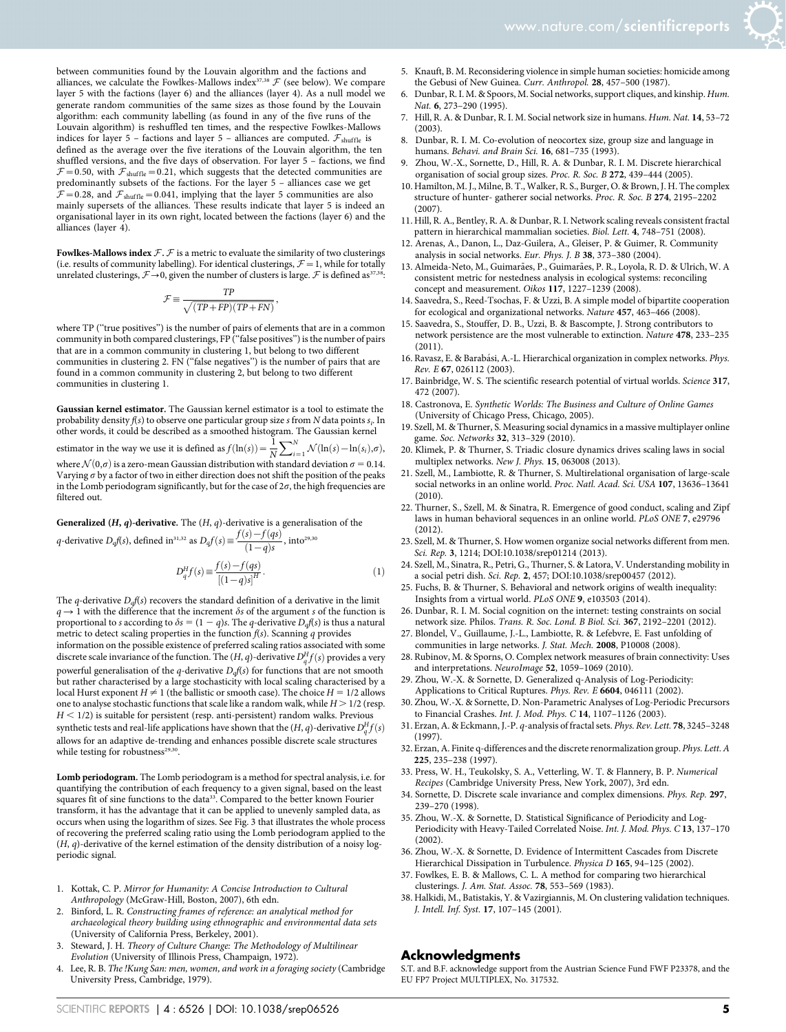between communities found by the Louvain algorithm and the factions and alliances, we calculate the Fowlkes-Mallows index[37,38] $\mathcal{F}$ (see below). We compare layer 5 with the factions (layer 6) and the alliances (layer 4). As a null model we generate random communities of the same sizes as those found by the Louvain algorithm: each community labelling (as found in any of the five runs of the Louvain algorithm) is reshuffled ten times, and the respective Fowlkes-Mallows indices for layer 5 – factions and layer 5 – alliances are computed. $\mathcal{F}_{\text{shuffle}}$ is defined as the average over the five iterations of the Louvain algorithm, the ten shuffled versions, and the five days of observation. For layer 5 – factions, we find $\mathcal{F}=0.50$, with $\mathcal{F}_{\text{shuffle}}=0.21$, which suggests that the detected communities are predominantly subsets of the factions. For the layer 5 – alliances case we get $\mathcal{F}=0.28$, and $\mathcal{F}_{\text{shuffle}}=0.041$, implying that the layer 5 communities are also mainly supersets of the alliances. These results indicate that layer 5 is indeed an organisational layer in its own right, located between the factions (layer 6) and the alliances (layer 4).

**Fowlkes-Mallows index $\mathcal{F}$.** $\mathcal{F}$ is a metric to evaluate the similarity of two clusterings (i.e. results of community labelling). For identical clusterings, $\mathcal{F}=1$, while for totally unrelated clusterings, $\mathcal{F}\to 0$, given the number of clusters is large. $\mathcal{F}$ is defined as[37,38]:

$$\mathcal{F}\equiv\frac{TP}{\sqrt{(TP+FP)(TP+FN)}},$$

where TP ("true positives") is the number of pairs of elements that are in a common community in both compared clusterings, FP ("false positives") is the number of pairs that are in a common community in clustering 1, but belong to two different communities in clustering 2. FN ("false negatives") is the number of pairs that are found in a common community in clustering 2, but belong to two different communities in clustering 1.

**Gaussian kernel estimator.** The Gaussian kernel estimator is a tool to estimate the probability density $f(s)$ to observe one particular group size $s$ from $N$ data points $s_i$. In other words, it could be described as a smoothed histogram. The Gaussian kernel estimator in the way we use it is defined as $f(\ln(s))=\frac{1}{N}\sum_{i=1}^{N}\mathcal{N}(\ln(s)-\ln(s_i),\sigma)$, where $\mathcal{N}(0,\sigma)$ is a zero-mean Gaussian distribution with standard deviation $\sigma=0.14$. Varying $\sigma$ by a factor of two in either direction does not shift the position of the peaks in the Lomb periodogram significantly, but for the case of $2\sigma$, the high frequencies are filtered out.

**Generalized $(H, q)$-derivative.** The $(H, q)$-derivative is a generalisation of the $q$-derivative $D_q f(s)$, defined in[31,32] as $D_q f(s)\equiv\frac{f(s)-f(qs)}{(1-q)s}$, into[29,30]

$$D_q^H f(s)\equiv\frac{f(s)-f(qs)}{[(1-q)s]^H}. \quad (1)$$

The $q$-derivative $D_q f(s)$ recovers the standard definition of a derivative in the limit $q\to 1$ with the difference that the increment $\delta s$ of the argument $s$ of the function is proportional to $s$ according to $\delta s=(1-q)s$. The $q$-derivative $D_q f(s)$ is thus a natural metric to detect scaling properties in the function $f(s)$. Scanning $q$ provides information on the possible existence of preferred scaling ratios associated with some discrete scale invariance of the function. The $(H, q)$-derivative $D_q^H f(s)$ provides a very powerful generalisation of the $q$-derivative $D_q f(s)$ for functions that are not smooth but rather characterised by a large stochasticity with local scaling characterised by a local Hurst exponent $H\neq 1$ (the ballistic or smooth case). The choice $H=1/2$ allows one to analyse stochastic functions that scale like a random walk, while $H>1/2$ (resp. $H<1/2$) is suitable for persistent (resp. anti-persistent) random walks. Previous synthetic tests and real-life applications have shown that the $(H, q)$-derivative $D_q^H f(s)$ allows for an adaptive de-trending and enhances possible discrete scale structures while testing for robustness[29,30].

**Lomb periodogram.** The Lomb periodogram is a method for spectral analysis, i.e. for quantifying the contribution of each frequency to a given signal, based on the least squares fit of sine functions to the data[33]. Compared to the better known Fourier transform, it has the advantage that it can be applied to unevenly sampled data, as occurs when using the logarithm of sizes. See Fig. 3 that illustrates the whole process of recovering the preferred scaling ratio using the Lomb periodogram applied to the $(H, q)$-derivative of the kernel estimation of the density distribution of a noisy log-periodic signal.

1. Kottak, C. P. *Mirror for Humanity: A Concise Introduction to Cultural Anthropology* (McGraw-Hill, Boston, 2007), 6th edn.
2. Binford, L. R. *Constructing frames of reference: an analytical method for archaeological theory building using ethnographic and environmental data sets* (University of California Press, Berkeley, 2001).
3. Steward, J. H. *Theory of Culture Change: The Methodology of Multilinear Evolution* (University of Illinois Press, Champaign, 1972).
4. Lee, R. B. *The !Kung San: men, women, and work in a foraging society* (Cambridge University Press, Cambridge, 1979).
5. Knauft, B. M. Reconsidering violence in simple human societies: homicide among the Gebusi of New Guinea. *Curr. Anthropol.* **28**, 457–500 (1987).
6. Dunbar, R. I. M. & Spoors, M. Social networks, support cliques, and kinship. *Hum. Nat.* **6**, 273–290 (1995).
7. Hill, R. A. & Dunbar, R. I. M. Social network size in humans. *Hum. Nat.* **14**, 53–72 (2003).
8. Dunbar, R. I. M. Co-evolution of neocortex size, group size and language in humans. *Behavi. and Brain Sci.* **16**, 681–735 (1993).
9. Zhou, W.-X., Sornette, D., Hill, R. A. & Dunbar, R. I. M. Discrete hierarchical organisation of social group sizes. *Proc. R. Soc. B* **272**, 439–444 (2005).
10. Hamilton, M. J., Milne, B. T., Walker, R. S., Burger, O. & Brown, J. H. The complex structure of hunter- gatherer social networks. *Proc. R. Soc. B* **274**, 2195–2202 (2007).
11. Hill, R. A., Bentley, R. A. & Dunbar, R. I. Network scaling reveals consistent fractal pattern in hierarchical mammalian societies. *Biol. Lett.* **4**, 748–751 (2008).
12. Arenas, A., Danon, L., Daz-Guilera, A., Gleiser, P. & Guimer, R. Community analysis in social networks. *Eur. Phys. J. B* **38**, 373–380 (2004).
13. Almeida-Neto, M., Guimarães, P., Guimarães, P. R., Loyola, R. D. & Ulrich, W. A consistent metric for nestedness analysis in ecological systems: reconciling concept and measurement. *Oikos* **117**, 1227–1239 (2008).
14. Saavedra, S., Reed-Tsochas, F. & Uzzi, B. A simple model of bipartite cooperation for ecological and organizational networks. *Nature* **457**, 463–466 (2008).
15. Saavedra, S., Stouffer, D. B., Uzzi, B. & Bascompte, J. Strong contributors to network persistence are the most vulnerable to extinction. *Nature* **478**, 233–235 (2011).
16. Ravasz, E. & Barabási, A.-L. Hierarchical organization in complex networks. *Phys. Rev. E* **67**, 026112 (2003).
17. Bainbridge, W. S. The scientific research potential of virtual worlds. *Science* **317**, 472 (2007).
18. Castronova, E. *Synthetic Worlds: The Business and Culture of Online Games* (University of Chicago Press, Chicago, 2005).
19. Szell, M. & Thurner, S. Measuring social dynamics in a massive multiplayer online game. *Soc. Networks* **32**, 313–329 (2010).
20. Klimek, P. & Thurner, S. Triadic closure dynamics drives scaling laws in social multiplex networks. *New J. Phys.* **15**, 063008 (2013).
21. Szell, M., Lambiotte, R. & Thurner, S. Multirelational organisation of large-scale social networks in an online world. *Proc. Natl. Acad. Sci. USA* **107**, 13636–13641 (2010).
22. Thurner, S., Szell, M. & Sinatra, R. Emergence of good conduct, scaling and Zipf laws in human behavioral sequences in an online world. *PLoS ONE* **7**, e29796 (2012).
23. Szell, M. & Thurner, S. How women organize social networks different from men. *Sci. Rep.* **3**, 1214; DOI:10.1038/srep01214 (2013).
24. Szell, M., Sinatra, R., Petri, G., Thurner, S. & Latora, V. Understanding mobility in a social petri dish. *Sci. Rep.* **2**, 457; DOI:10.1038/srep00457 (2012).
25. Fuchs, B. & Thurner, S. Behavioral and network origins of wealth inequality: Insights from a virtual world. *PLoS ONE* **9**, e103503 (2014).
26. Dunbar, R. I. M. Social cognition on the internet: testing constraints on social network size. Philos. *Trans. R. Soc. Lond. B Biol. Sci.* **367**, 2192–2201 (2012).
27. Blondel, V., Guillaume, J.-L., Lambiotte, R. & Lefebvre, E. Fast unfolding of communities in large networks. *J. Stat. Mech.* **2008**, P10008 (2008).
28. Rubinov, M. & Sporns, O. Complex network measures of brain connectivity: Uses and interpretations. *NeuroImage* **52**, 1059–1069 (2010).
29. Zhou, W.-X. & Sornette, D. Generalized q-Analysis of Log-Periodicity: Applications to Critical Ruptures. *Phys. Rev. E* **6604**, 046111 (2002).
30. Zhou, W.-X. & Sornette, D. Non-Parametric Analyses of Log-Periodic Precursors to Financial Crashes. *Int. J. Mod. Phys. C* **14**, 1107–1126 (2003).
31. Erzan, A. & Eckmann, J.-P. *q*-analysis of fractal sets. *Phys. Rev. Lett.* **78**, 3245–3248 (1997).
32. Erzan, A. Finite q-differences and the discrete renormalization group. *Phys. Lett. A* **225**, 235–238 (1997).
33. Press, W. H., Teukolsky, S. A., Vetterling, W. T. & Flannery, B. P. *Numerical Recipes* (Cambridge University Press, New York, 2007), 3rd edn.
34. Sornette, D. Discrete scale invariance and complex dimensions. *Phys. Rep.* **297**, 239–270 (1998).
35. Zhou, W.-X. & Sornette, D. Statistical Significance of Periodicity and Log-Periodicity with Heavy-Tailed Correlated Noise. *Int. J. Mod. Phys. C* **13**, 137–170 (2002).
36. Zhou, W.-X. & Sornette, D. Evidence of Intermittent Cascades from Discrete Hierarchical Dissipation in Turbulence. *Physica D* **165**, 94–125 (2002).
37. Fowlkes, E. B. & Mallows, C. L. A method for comparing two hierarchical clusterings. *J. Am. Stat. Assoc.* **78**, 553–569 (1983).
38. Halkidi, M., Batistakis, Y. & Vazirgiannis, M. On clustering validation techniques. *J. Intell. Inf. Syst.* **17**, 107–145 (2001).

## Acknowledgments

S.T. and B.F. acknowledge support from the Austrian Science Fund FWF P23378, and the EU FP7 Project MULTIPLEX, No. 317532.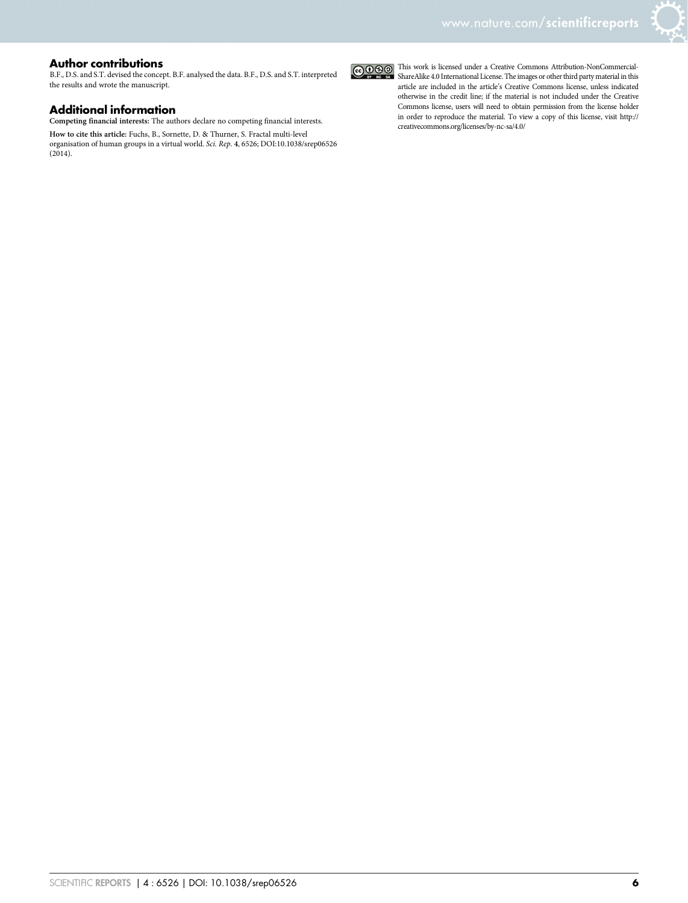## Author contributions

B.F., D.S. and S.T. devised the concept. B.F. analysed the data. B.F., D.S. and S.T. interpreted the results and wrote the manuscript.

## Additional information

**Competing financial interests:** The authors declare no competing financial interests.

**How to cite this article:** Fuchs, B., Sornette, D. & Thurner, S. Fractal multi-level organisation of human groups in a virtual world. *Sci. Rep.* **4**, 6526; DOI:10.1038/srep06526 (2014).

This work is licensed under a Creative Commons Attribution-NonCommercial-ShareAlike 4.0 International License. The images or other third party material in this article are included in the article's Creative Commons license, unless indicated otherwise in the credit line; if the material is not included under the Creative Commons license, users will need to obtain permission from the license holder in order to reproduce the material. To view a copy of this license, visit http://creativecommons.org/licenses/by-nc-sa/4.0/